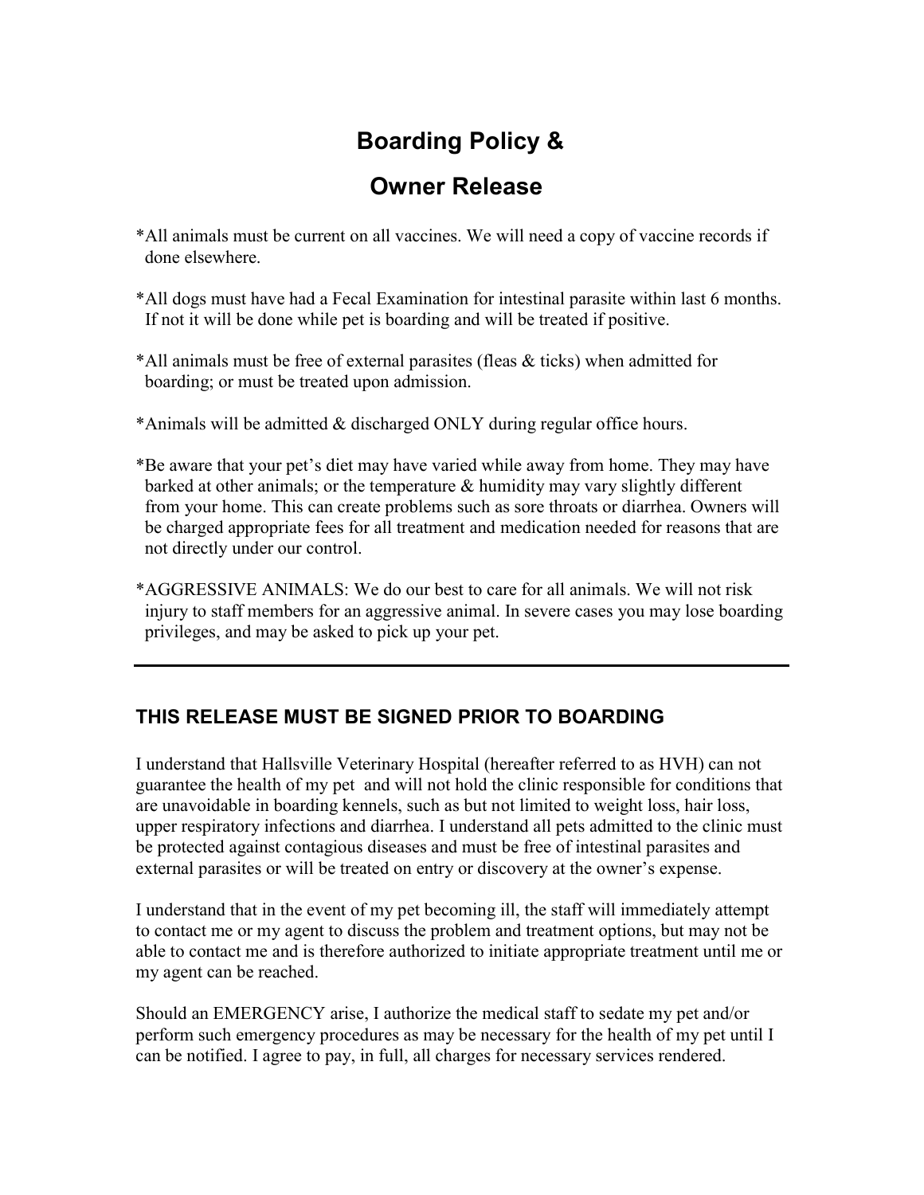# Boarding Policy &

# Owner Release

*All animals must be current on all vaccines. We will need a copy of vaccine records if done elsewhere.

*All dogs must have had a Fecal Examination for intestinal parasite within last 6 months. If not it will be done while pet is boarding and will be treated if positive.

*All animals must be free of external parasites (fleas & ticks) when admitted for boarding; or must be treated upon admission.

*Animals will be admitted & discharged ONLY during regular office hours.

*Be aware that your pet's diet may have varied while away from home. They may have barked at other animals; or the temperature & humidity may vary slightly different from your home. This can create problems such as sore throats or diarrhea. Owners will be charged appropriate fees for all treatment and medication needed for reasons that are not directly under our control.

*AGGRESSIVE ANIMALS: We do our best to care for all animals. We will not risk injury to staff members for an aggressive animal. In severe cases you may lose boarding privileges, and may be asked to pick up your pet.

---

## THIS RELEASE MUST BE SIGNED PRIOR TO BOARDING

I understand that Hallsville Veterinary Hospital (hereafter referred to as HVH) can not guarantee the health of my pet and will not hold the clinic responsible for conditions that are unavoidable in boarding kennels, such as but not limited to weight loss, hair loss, upper respiratory infections and diarrhea. I understand all pets admitted to the clinic must be protected against contagious diseases and must be free of intestinal parasites and external parasites or will be treated on entry or discovery at the owner's expense.

I understand that in the event of my pet becoming ill, the staff will immediately attempt to contact me or my agent to discuss the problem and treatment options, but may not be able to contact me and is therefore authorized to initiate appropriate treatment until me or my agent can be reached.

Should an EMERGENCY arise, I authorize the medical staff to sedate my pet and/or perform such emergency procedures as may be necessary for the health of my pet until I can be notified. I agree to pay, in full, all charges for necessary services rendered.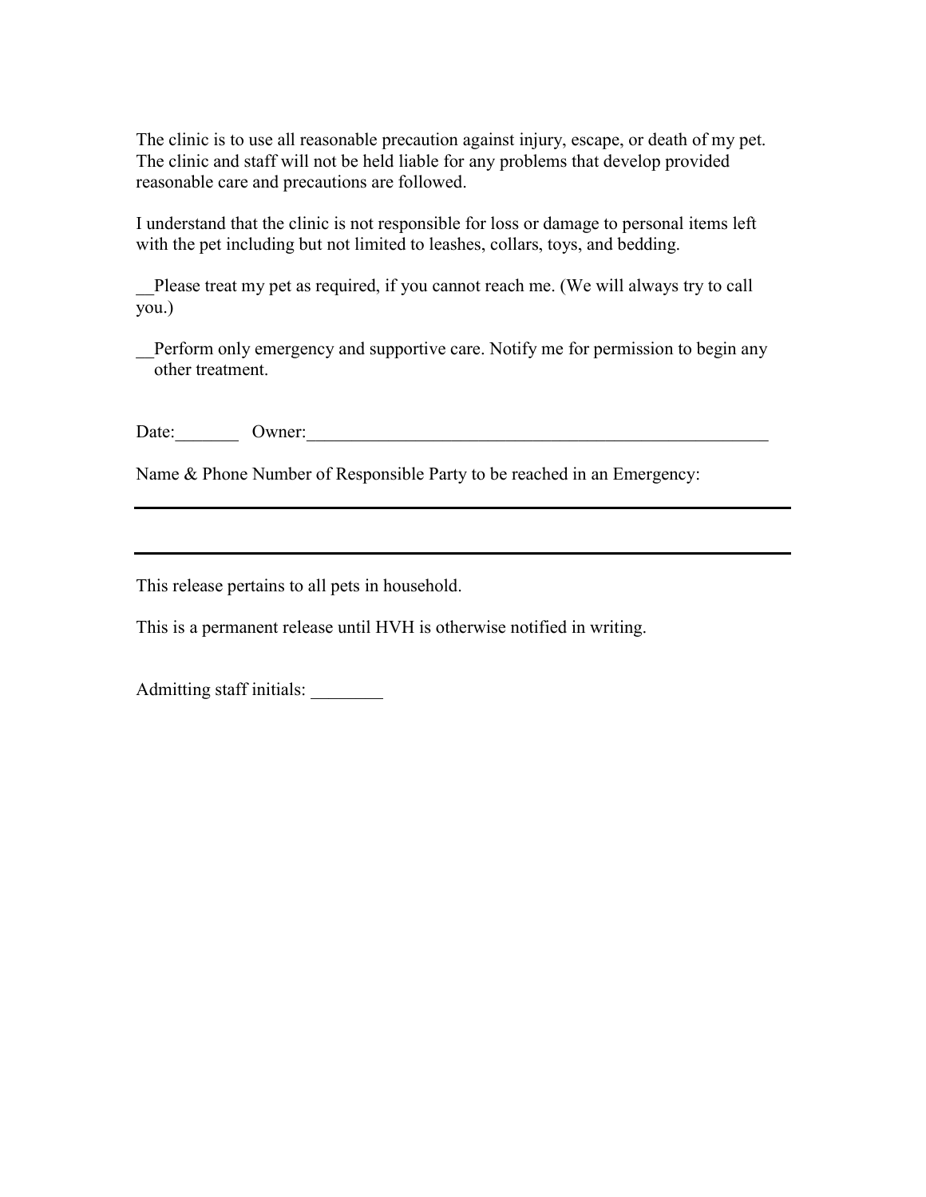The clinic is to use all reasonable precaution against injury, escape, or death of my pet. The clinic and staff will not be held liable for any problems that develop provided reasonable care and precautions are followed.

I understand that the clinic is not responsible for loss or damage to personal items left with the pet including but not limited to leashes, collars, toys, and bedding.

__Please treat my pet as required, if you cannot reach me. (We will always try to call you.)

__Perform only emergency and supportive care. Notify me for permission to begin any other treatment.

Date:_______ Owner:_____________________________________________________

Name & Phone Number of Responsible Party to be reached in an Emergency:

___________________________________________________________________________

___________________________________________________________________________

This release pertains to all pets in household.

This is a permanent release until HVH is otherwise notified in writing.

Admitting staff initials: ________